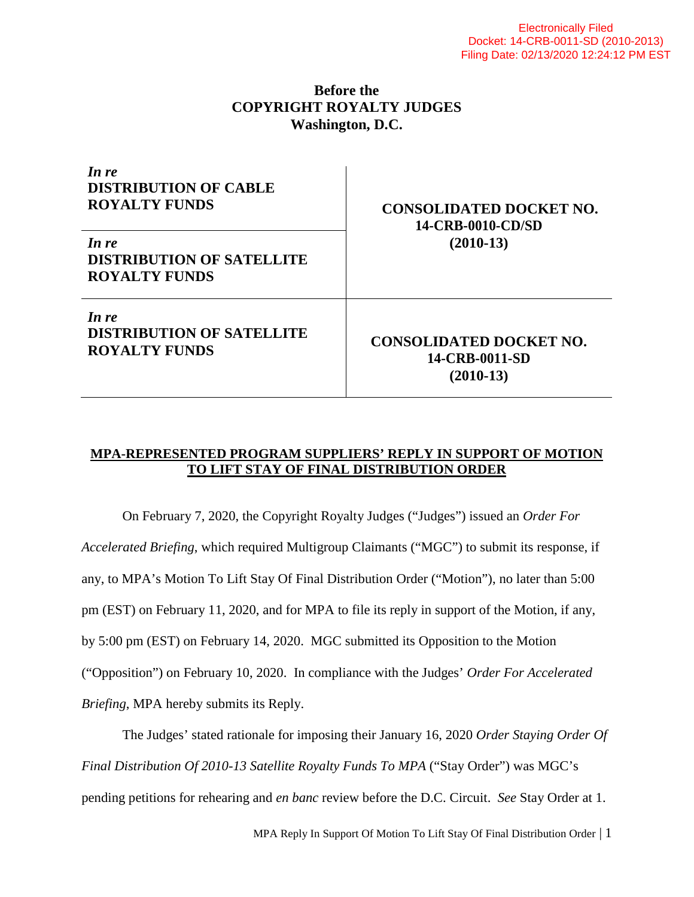Electronically Filed
Docket: 14-CRB-0011-SD (2010-2013)
Filing Date: 02/13/2020 12:24:12 PM EST

**Before the**
**COPYRIGHT ROYALTY JUDGES**
**Washington, D.C.**

| | |
|---|---|
| ***In re*** **DISTRIBUTION OF CABLE ROYALTY FUNDS** | **CONSOLIDATED DOCKET NO. 14-CRB-0010-CD/SD (2010-13)** |
| ***In re*** **DISTRIBUTION OF SATELLITE ROYALTY FUNDS** | |
| ***In re*** **DISTRIBUTION OF SATELLITE ROYALTY FUNDS** | **CONSOLIDATED DOCKET NO. 14-CRB-0011-SD (2010-13)** |

**MPA-REPRESENTED PROGRAM SUPPLIERS' REPLY IN SUPPORT OF MOTION TO LIFT STAY OF FINAL DISTRIBUTION ORDER**

On February 7, 2020, the Copyright Royalty Judges ("Judges") issued an *Order For Accelerated Briefing*, which required Multigroup Claimants ("MGC") to submit its response, if any, to MPA's Motion To Lift Stay Of Final Distribution Order ("Motion"), no later than 5:00 pm (EST) on February 11, 2020, and for MPA to file its reply in support of the Motion, if any, by 5:00 pm (EST) on February 14, 2020. MGC submitted its Opposition to the Motion ("Opposition") on February 10, 2020. In compliance with the Judges' *Order For Accelerated Briefing*, MPA hereby submits its Reply.

The Judges' stated rationale for imposing their January 16, 2020 *Order Staying Order Of Final Distribution Of 2010-13 Satellite Royalty Funds To MPA* ("Stay Order") was MGC's pending petitions for rehearing and *en banc* review before the D.C. Circuit. *See* Stay Order at 1.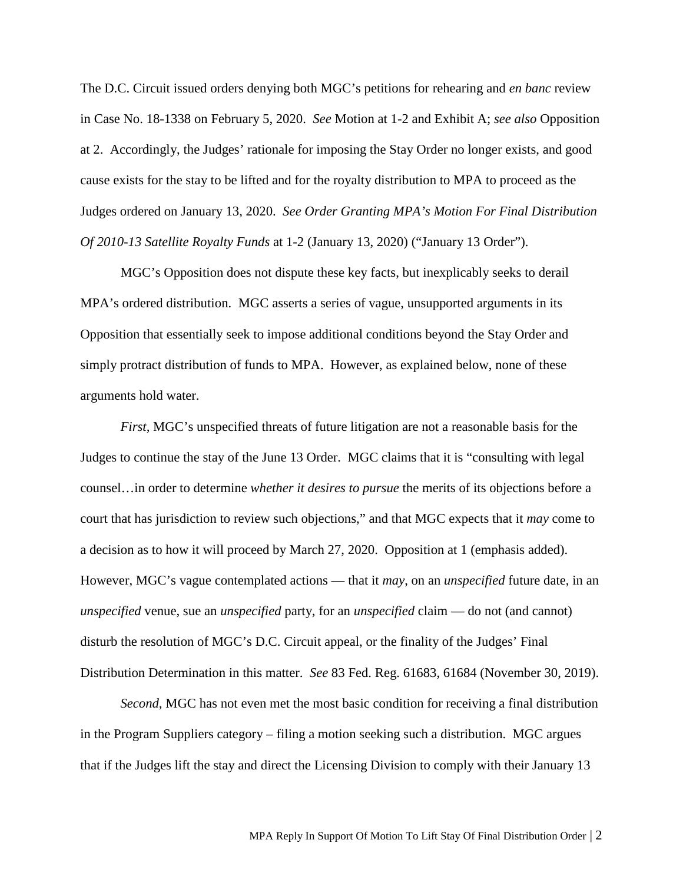The D.C. Circuit issued orders denying both MGC's petitions for rehearing and *en banc* review in Case No. 18-1338 on February 5, 2020. *See* Motion at 1-2 and Exhibit A; *see also* Opposition at 2. Accordingly, the Judges' rationale for imposing the Stay Order no longer exists, and good cause exists for the stay to be lifted and for the royalty distribution to MPA to proceed as the Judges ordered on January 13, 2020. *See Order Granting MPA's Motion For Final Distribution Of 2010-13 Satellite Royalty Funds* at 1-2 (January 13, 2020) ("January 13 Order").

MGC's Opposition does not dispute these key facts, but inexplicably seeks to derail MPA's ordered distribution. MGC asserts a series of vague, unsupported arguments in its Opposition that essentially seek to impose additional conditions beyond the Stay Order and simply protract distribution of funds to MPA. However, as explained below, none of these arguments hold water.

*First*, MGC's unspecified threats of future litigation are not a reasonable basis for the Judges to continue the stay of the June 13 Order. MGC claims that it is "consulting with legal counsel…in order to determine *whether it desires to pursue* the merits of its objections before a court that has jurisdiction to review such objections," and that MGC expects that it *may* come to a decision as to how it will proceed by March 27, 2020. Opposition at 1 (emphasis added). However, MGC's vague contemplated actions — that it *may*, on an *unspecified* future date, in an *unspecified* venue, sue an *unspecified* party, for an *unspecified* claim — do not (and cannot) disturb the resolution of MGC's D.C. Circuit appeal, or the finality of the Judges' Final Distribution Determination in this matter. *See* 83 Fed. Reg. 61683, 61684 (November 30, 2019).

*Second*, MGC has not even met the most basic condition for receiving a final distribution in the Program Suppliers category – filing a motion seeking such a distribution. MGC argues that if the Judges lift the stay and direct the Licensing Division to comply with their January 13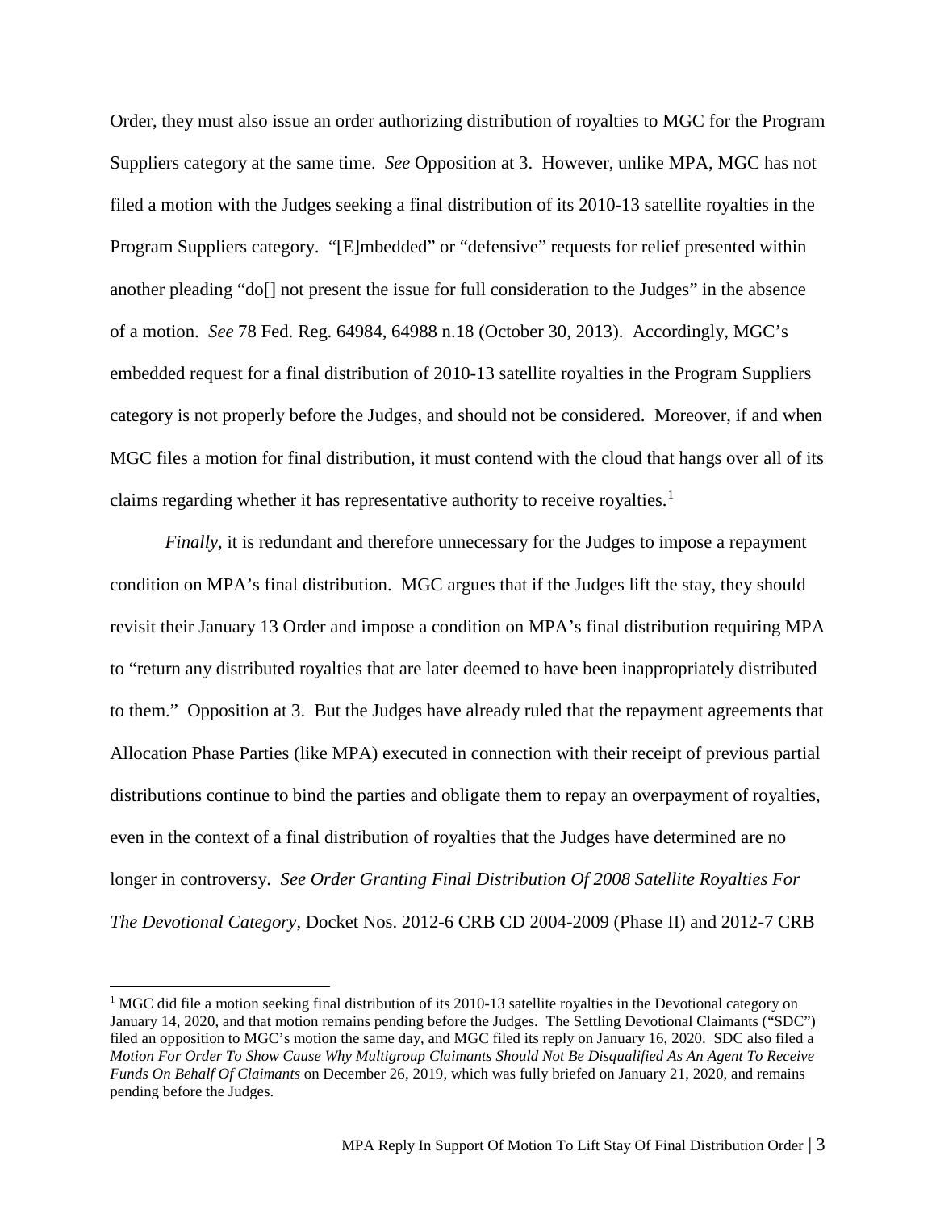Order, they must also issue an order authorizing distribution of royalties to MGC for the Program Suppliers category at the same time. *See* Opposition at 3. However, unlike MPA, MGC has not filed a motion with the Judges seeking a final distribution of its 2010-13 satellite royalties in the Program Suppliers category. "[E]mbedded" or "defensive" requests for relief presented within another pleading "do[] not present the issue for full consideration to the Judges" in the absence of a motion. *See* 78 Fed. Reg. 64984, 64988 n.18 (October 30, 2013). Accordingly, MGC's embedded request for a final distribution of 2010-13 satellite royalties in the Program Suppliers category is not properly before the Judges, and should not be considered. Moreover, if and when MGC files a motion for final distribution, it must contend with the cloud that hangs over all of its claims regarding whether it has representative authority to receive royalties.[1]

*Finally*, it is redundant and therefore unnecessary for the Judges to impose a repayment condition on MPA's final distribution. MGC argues that if the Judges lift the stay, they should revisit their January 13 Order and impose a condition on MPA's final distribution requiring MPA to "return any distributed royalties that are later deemed to have been inappropriately distributed to them." Opposition at 3. But the Judges have already ruled that the repayment agreements that Allocation Phase Parties (like MPA) executed in connection with their receipt of previous partial distributions continue to bind the parties and obligate them to repay an overpayment of royalties, even in the context of a final distribution of royalties that the Judges have determined are no longer in controversy. *See Order Granting Final Distribution Of 2008 Satellite Royalties For The Devotional Category*, Docket Nos. 2012-6 CRB CD 2004-2009 (Phase II) and 2012-7 CRB

[1] MGC did file a motion seeking final distribution of its 2010-13 satellite royalties in the Devotional category on January 14, 2020, and that motion remains pending before the Judges. The Settling Devotional Claimants ("SDC") filed an opposition to MGC's motion the same day, and MGC filed its reply on January 16, 2020. SDC also filed a *Motion For Order To Show Cause Why Multigroup Claimants Should Not Be Disqualified As An Agent To Receive Funds On Behalf Of Claimants* on December 26, 2019, which was fully briefed on January 21, 2020, and remains pending before the Judges.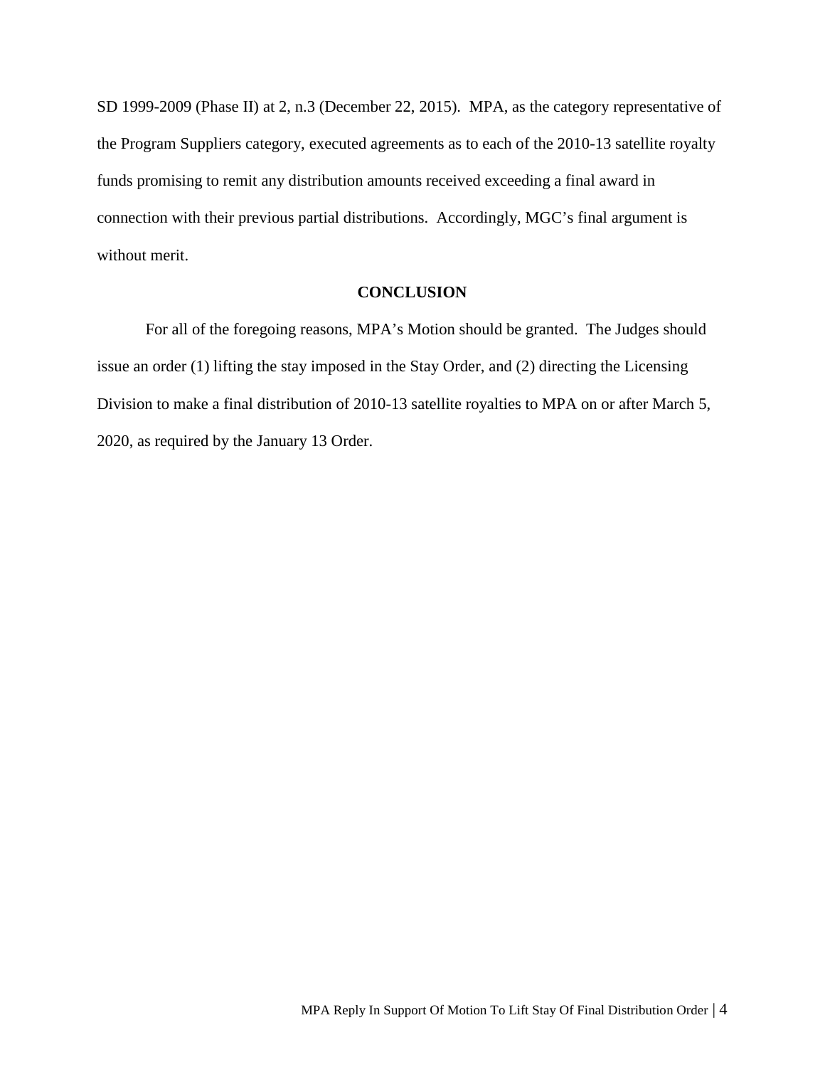SD 1999-2009 (Phase II) at 2, n.3 (December 22, 2015). MPA, as the category representative of the Program Suppliers category, executed agreements as to each of the 2010-13 satellite royalty funds promising to remit any distribution amounts received exceeding a final award in connection with their previous partial distributions. Accordingly, MGC's final argument is without merit.

## CONCLUSION

For all of the foregoing reasons, MPA's Motion should be granted. The Judges should issue an order (1) lifting the stay imposed in the Stay Order, and (2) directing the Licensing Division to make a final distribution of 2010-13 satellite royalties to MPA on or after March 5, 2020, as required by the January 13 Order.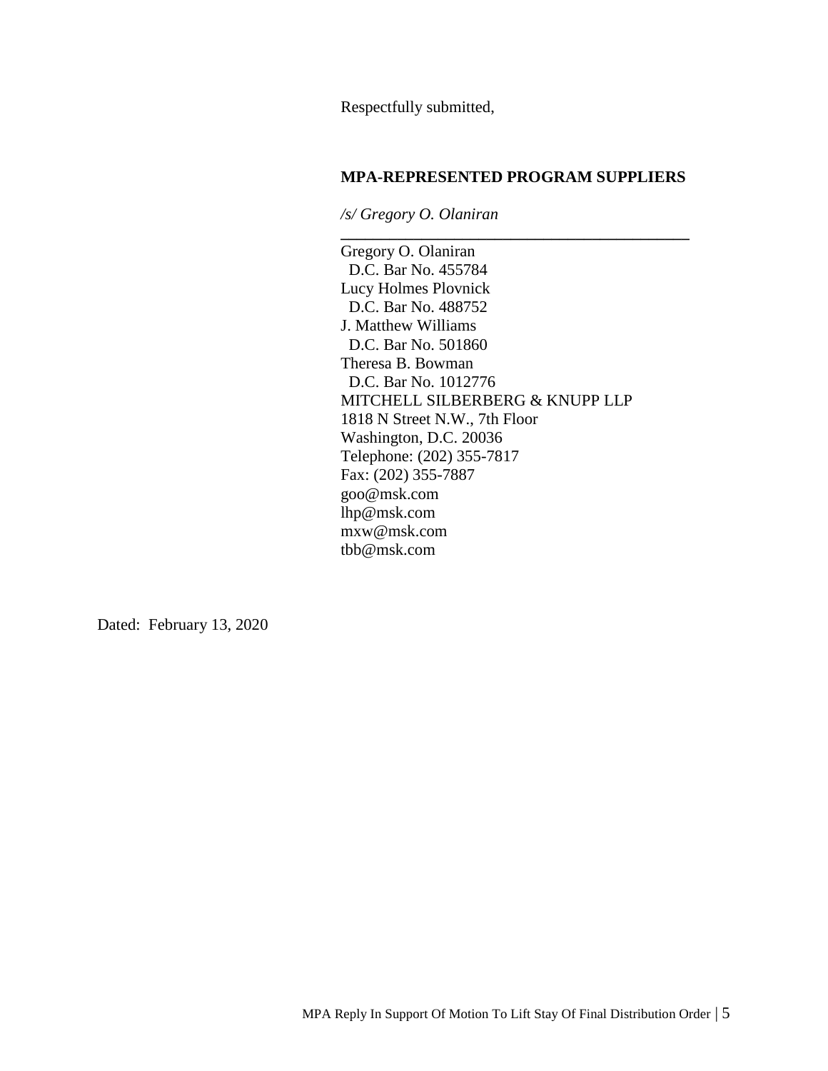Respectfully submitted,

**MPA-REPRESENTED PROGRAM SUPPLIERS**

*/s/ Gregory O. Olaniran*

\_\_\_\_\_\_\_\_\_\_\_\_\_\_\_\_\_\_\_\_\_\_\_\_\_\_\_\_\_\_\_\_\_\_\_\_\_\_\_\_

Gregory O. Olaniran  
D.C. Bar No. 455784  
Lucy Holmes Plovnick  
D.C. Bar No. 488752  
J. Matthew Williams  
D.C. Bar No. 501860  
Theresa B. Bowman  
D.C. Bar No. 1012776  
MITCHELL SILBERBERG & KNUPP LLP  
1818 N Street N.W., 7th Floor  
Washington, D.C. 20036  
Telephone: (202) 355-7817  
Fax: (202) 355-7887  
goo@msk.com  
lhp@msk.com  
mxw@msk.com  
tbb@msk.com

Dated: February 13, 2020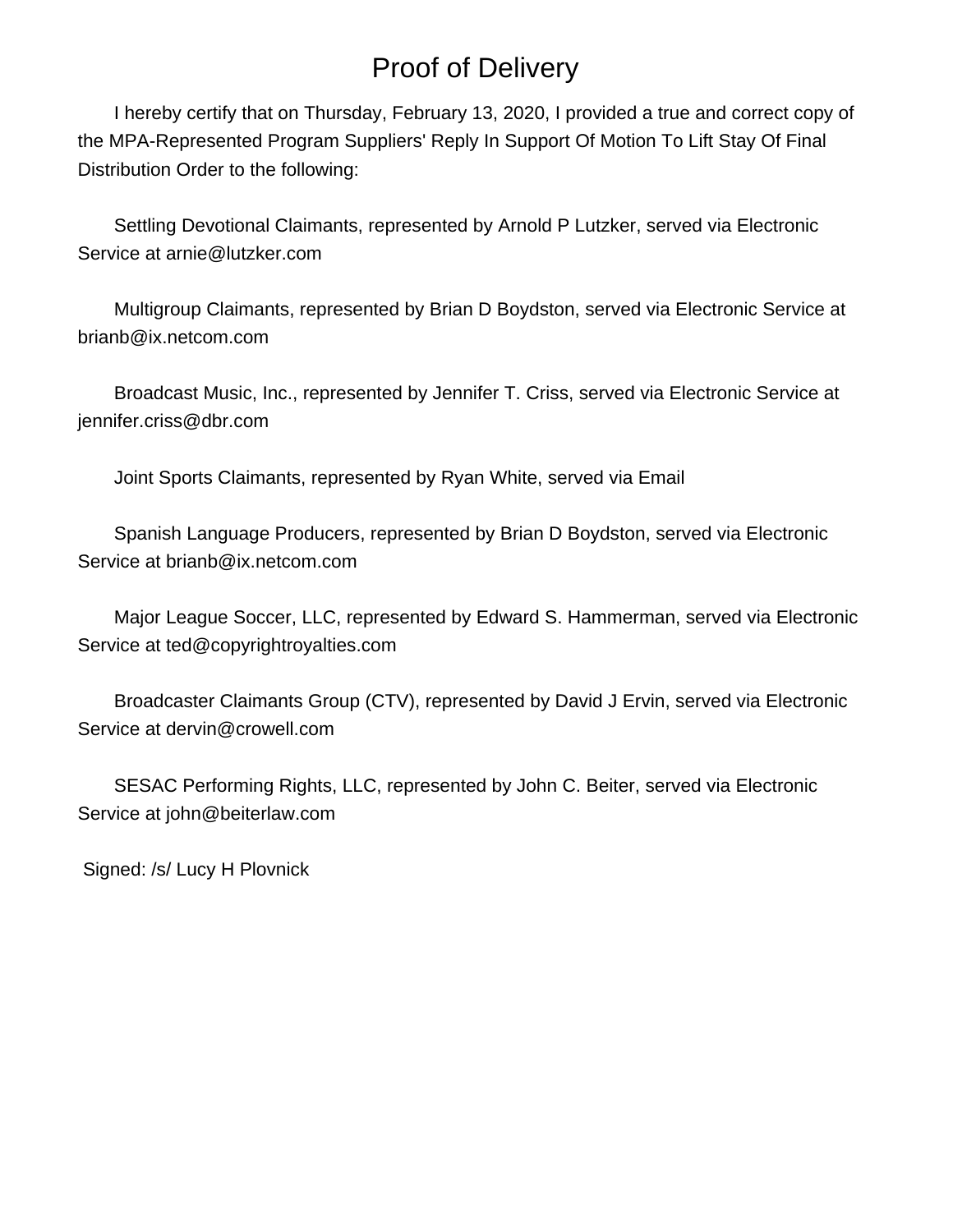# Proof of Delivery

I hereby certify that on Thursday, February 13, 2020, I provided a true and correct copy of the MPA-Represented Program Suppliers' Reply In Support Of Motion To Lift Stay Of Final Distribution Order to the following:

Settling Devotional Claimants, represented by Arnold P Lutzker, served via Electronic Service at arnie@lutzker.com

Multigroup Claimants, represented by Brian D Boydston, served via Electronic Service at brianb@ix.netcom.com

Broadcast Music, Inc., represented by Jennifer T. Criss, served via Electronic Service at jennifer.criss@dbr.com

Joint Sports Claimants, represented by Ryan White, served via Email

Spanish Language Producers, represented by Brian D Boydston, served via Electronic Service at brianb@ix.netcom.com

Major League Soccer, LLC, represented by Edward S. Hammerman, served via Electronic Service at ted@copyrightroyalties.com

Broadcaster Claimants Group (CTV), represented by David J Ervin, served via Electronic Service at dervin@crowell.com

SESAC Performing Rights, LLC, represented by John C. Beiter, served via Electronic Service at john@beiterlaw.com

Signed: /s/ Lucy H Plovnick